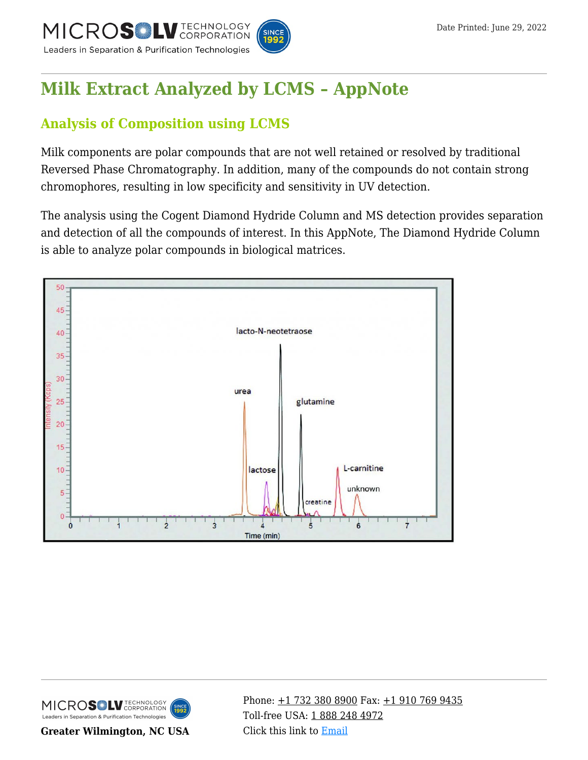# Milk Extract Analyzed by LCMS – AppNote

## Analysis of Composition using LCMS

Milk components are polar compounds that are not well retained or resolved by traditional Reversed Phase Chromatography. In addition, many of the compounds do not contain strong chromophores, resulting in low specificity and sensitivity in UV detection.

The analysis using the Cogent Diamond Hydride Column and MS detection provides separation and detection of all the compounds of interest. In this AppNote, The Diamond Hydride Column is able to analyze polar compounds in biological matrices.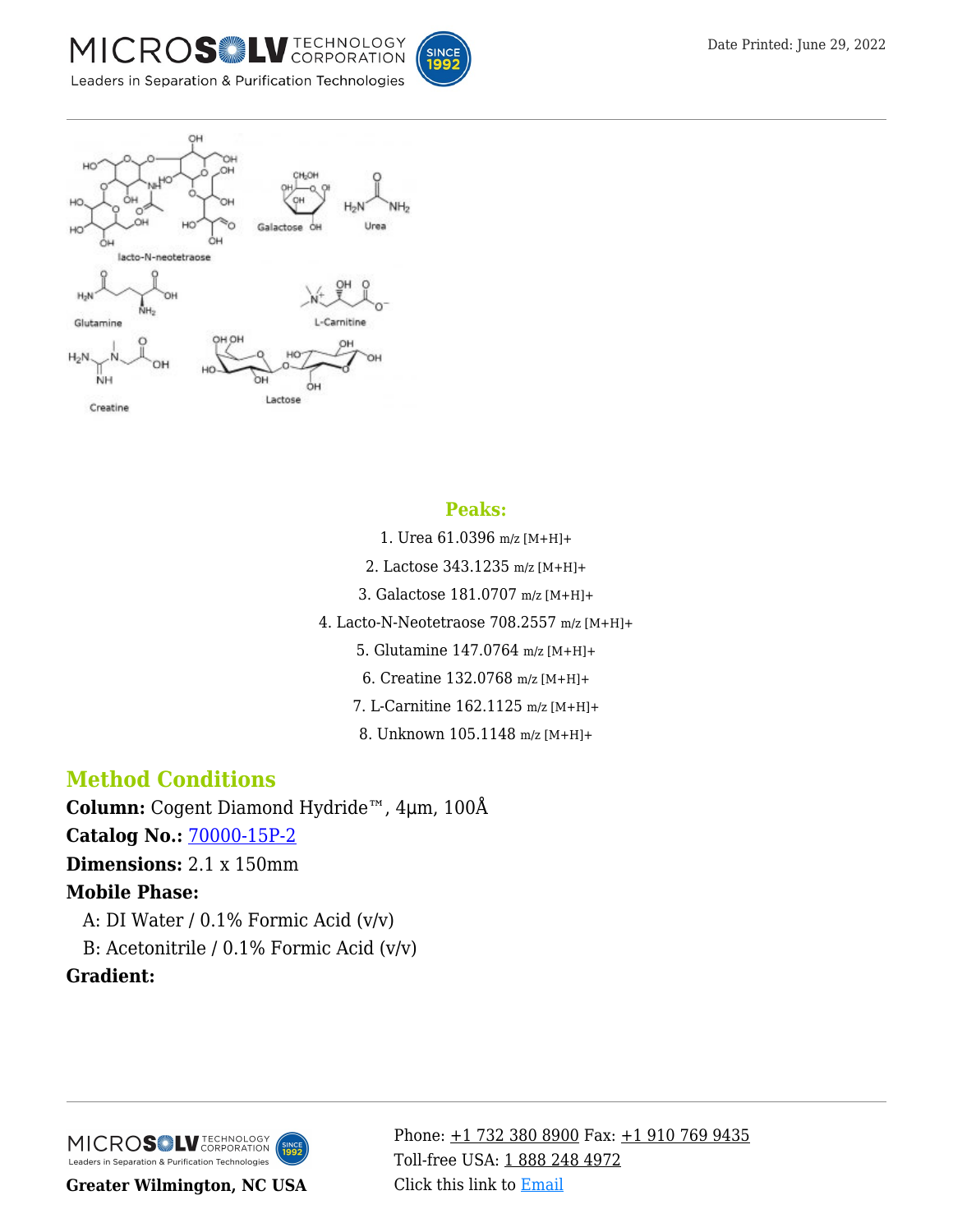## Peaks:

1. Urea 61.0396 m/z [M+H]+
2. Lactose 343.1235 m/z [M+H]+
3. Galactose 181.0707 m/z [M+H]+
4. Lacto-N-Neotetraose 708.2557 m/z [M+H]+
5. Glutamine 147.0764 m/z [M+H]+
6. Creatine 132.0768 m/z [M+H]+
7. L-Carnitine 162.1125 m/z [M+H]+
8. Unknown 105.1148 m/z [M+H]+

## Method Conditions

**Column:** Cogent Diamond Hydride™, 4µm, 100Å

**Catalog No.:** 70000-15P-2

**Dimensions:** 2.1 x 150mm

**Mobile Phase:**

A: DI Water / 0.1% Formic Acid (v/v)

B: Acetonitrile / 0.1% Formic Acid (v/v)

**Gradient:**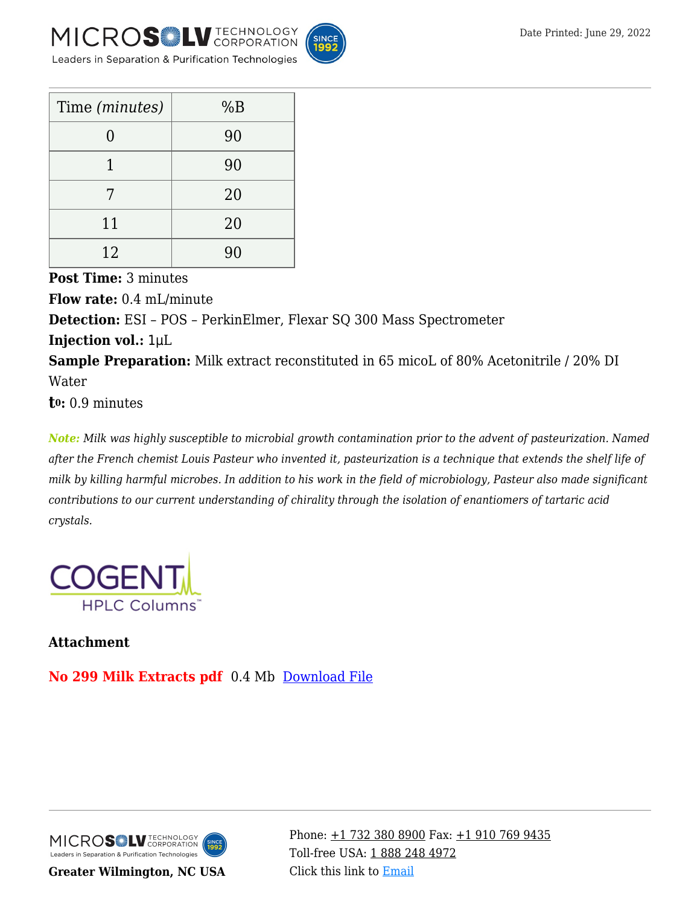| Time *(minutes)* | %B |
|---|---|
| 0 | 90 |
| 1 | 90 |
| 7 | 20 |
| 11 | 20 |
| 12 | 90 |

**Post Time:** 3 minutes

**Flow rate:** 0.4 mL/minute

**Detection:** ESI – POS – PerkinElmer, Flexar SQ 300 Mass Spectrometer

**Injection vol.:** 1µL

**Sample Preparation:** Milk extract reconstituted in 65 micoL of 80% Acetonitrile / 20% DI Water

**$t_0$:** 0.9 minutes

***Note:*** *Milk was highly susceptible to microbial growth contamination prior to the advent of pasteurization. Named after the French chemist Louis Pasteur who invented it, pasteurization is a technique that extends the shelf life of milk by killing harmful microbes. In addition to his work in the field of microbiology, Pasteur also made significant contributions to our current understanding of chirality through the isolation of enantiomers of tartaric acid crystals.*

COGENT HPLC Columns™

**Attachment**

**No 299 Milk Extracts pdf** 0.4 Mb [Download File]

Greater Wilmington, NC USA

Phone: +1 732 380 8900 Fax: +1 910 769 9435
Toll-free USA: 1 888 248 4972
Click this link to Email